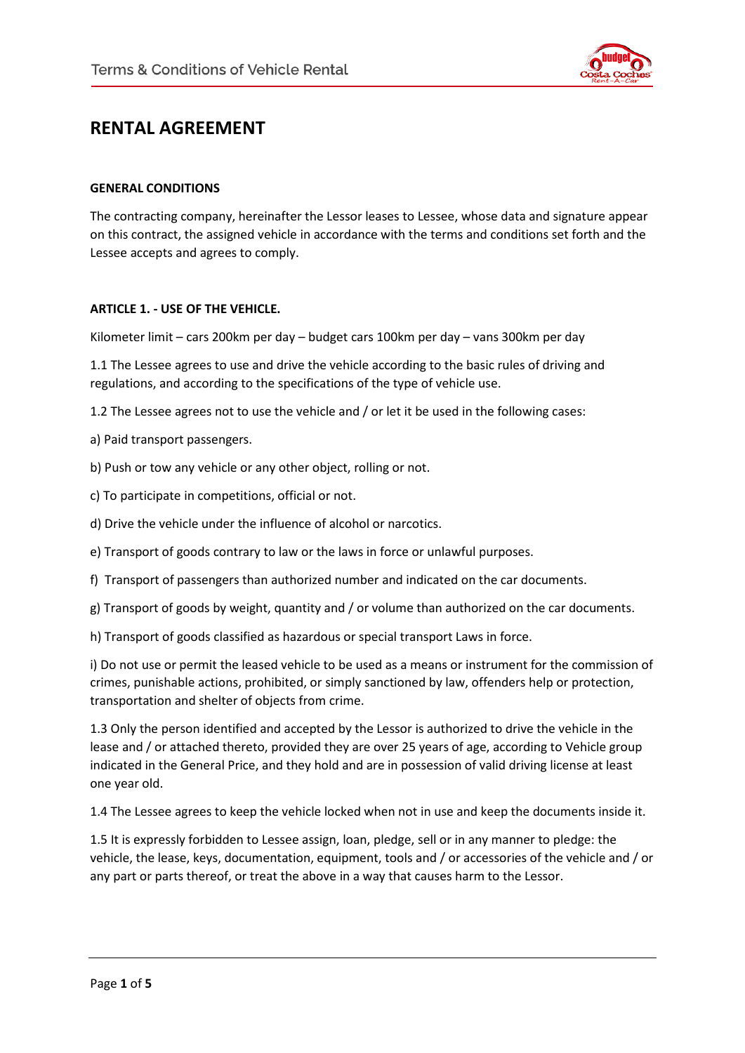# RENTAL AGREEMENT

**GENERAL CONDITIONS**

The contracting company, hereinafter the Lessor leases to Lessee, whose data and signature appear on this contract, the assigned vehicle in accordance with the terms and conditions set forth and the Lessee accepts and agrees to comply.

**ARTICLE 1. - USE OF THE VEHICLE.**

Kilometer limit – cars 200km per day – budget cars 100km per day – vans 300km per day

1.1 The Lessee agrees to use and drive the vehicle according to the basic rules of driving and regulations, and according to the specifications of the type of vehicle use.

1.2 The Lessee agrees not to use the vehicle and / or let it be used in the following cases:

a) Paid transport passengers.

b) Push or tow any vehicle or any other object, rolling or not.

c) To participate in competitions, official or not.

d) Drive the vehicle under the influence of alcohol or narcotics.

e) Transport of goods contrary to law or the laws in force or unlawful purposes.

f) Transport of passengers than authorized number and indicated on the car documents.

g) Transport of goods by weight, quantity and / or volume than authorized on the car documents.

h) Transport of goods classified as hazardous or special transport Laws in force.

i) Do not use or permit the leased vehicle to be used as a means or instrument for the commission of crimes, punishable actions, prohibited, or simply sanctioned by law, offenders help or protection, transportation and shelter of objects from crime.

1.3 Only the person identified and accepted by the Lessor is authorized to drive the vehicle in the lease and / or attached thereto, provided they are over 25 years of age, according to Vehicle group indicated in the General Price, and they hold and are in possession of valid driving license at least one year old.

1.4 The Lessee agrees to keep the vehicle locked when not in use and keep the documents inside it.

1.5 It is expressly forbidden to Lessee assign, loan, pledge, sell or in any manner to pledge: the vehicle, the lease, keys, documentation, equipment, tools and / or accessories of the vehicle and / or any part or parts thereof, or treat the above in a way that causes harm to the Lessor.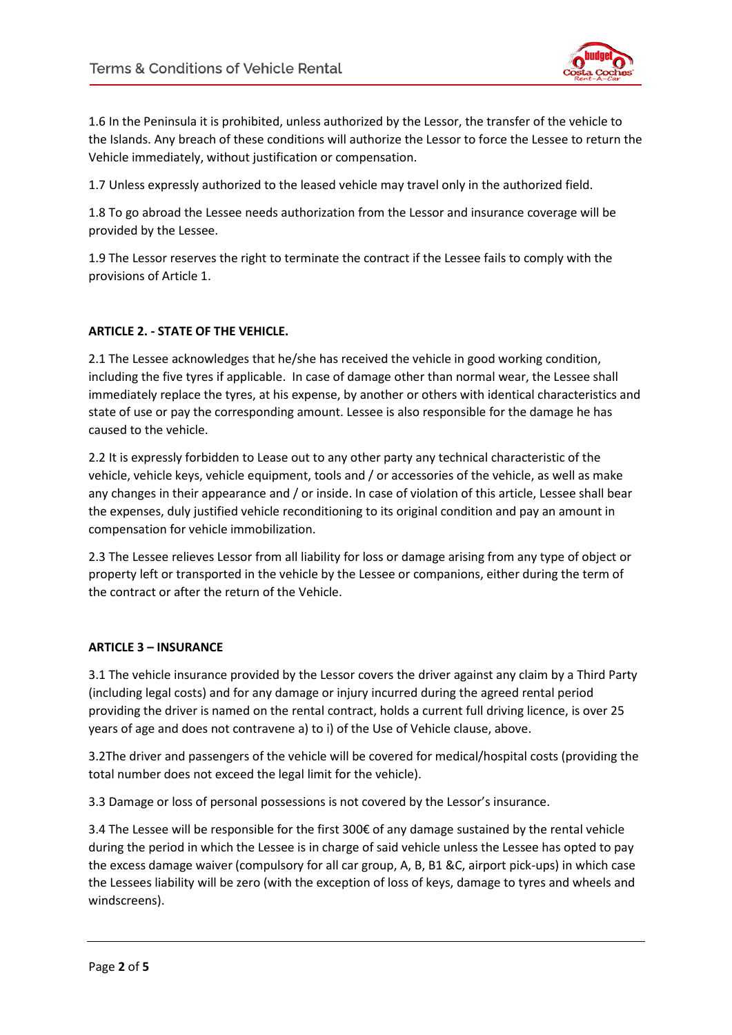1.6 In the Peninsula it is prohibited, unless authorized by the Lessor, the transfer of the vehicle to the Islands. Any breach of these conditions will authorize the Lessor to force the Lessee to return the Vehicle immediately, without justification or compensation.

1.7 Unless expressly authorized to the leased vehicle may travel only in the authorized field.

1.8 To go abroad the Lessee needs authorization from the Lessor and insurance coverage will be provided by the Lessee.

1.9 The Lessor reserves the right to terminate the contract if the Lessee fails to comply with the provisions of Article 1.

**ARTICLE 2. - STATE OF THE VEHICLE.**

2.1 The Lessee acknowledges that he/she has received the vehicle in good working condition, including the five tyres if applicable. In case of damage other than normal wear, the Lessee shall immediately replace the tyres, at his expense, by another or others with identical characteristics and state of use or pay the corresponding amount. Lessee is also responsible for the damage he has caused to the vehicle.

2.2 It is expressly forbidden to Lease out to any other party any technical characteristic of the vehicle, vehicle keys, vehicle equipment, tools and / or accessories of the vehicle, as well as make any changes in their appearance and / or inside. In case of violation of this article, Lessee shall bear the expenses, duly justified vehicle reconditioning to its original condition and pay an amount in compensation for vehicle immobilization.

2.3 The Lessee relieves Lessor from all liability for loss or damage arising from any type of object or property left or transported in the vehicle by the Lessee or companions, either during the term of the contract or after the return of the Vehicle.

**ARTICLE 3 – INSURANCE**

3.1 The vehicle insurance provided by the Lessor covers the driver against any claim by a Third Party (including legal costs) and for any damage or injury incurred during the agreed rental period providing the driver is named on the rental contract, holds a current full driving licence, is over 25 years of age and does not contravene a) to i) of the Use of Vehicle clause, above.

3.2The driver and passengers of the vehicle will be covered for medical/hospital costs (providing the total number does not exceed the legal limit for the vehicle).

3.3 Damage or loss of personal possessions is not covered by the Lessor's insurance.

3.4 The Lessee will be responsible for the first 300€ of any damage sustained by the rental vehicle during the period in which the Lessee is in charge of said vehicle unless the Lessee has opted to pay the excess damage waiver (compulsory for all car group, A, B, B1 &C, airport pick-ups) in which case the Lessees liability will be zero (with the exception of loss of keys, damage to tyres and wheels and windscreens).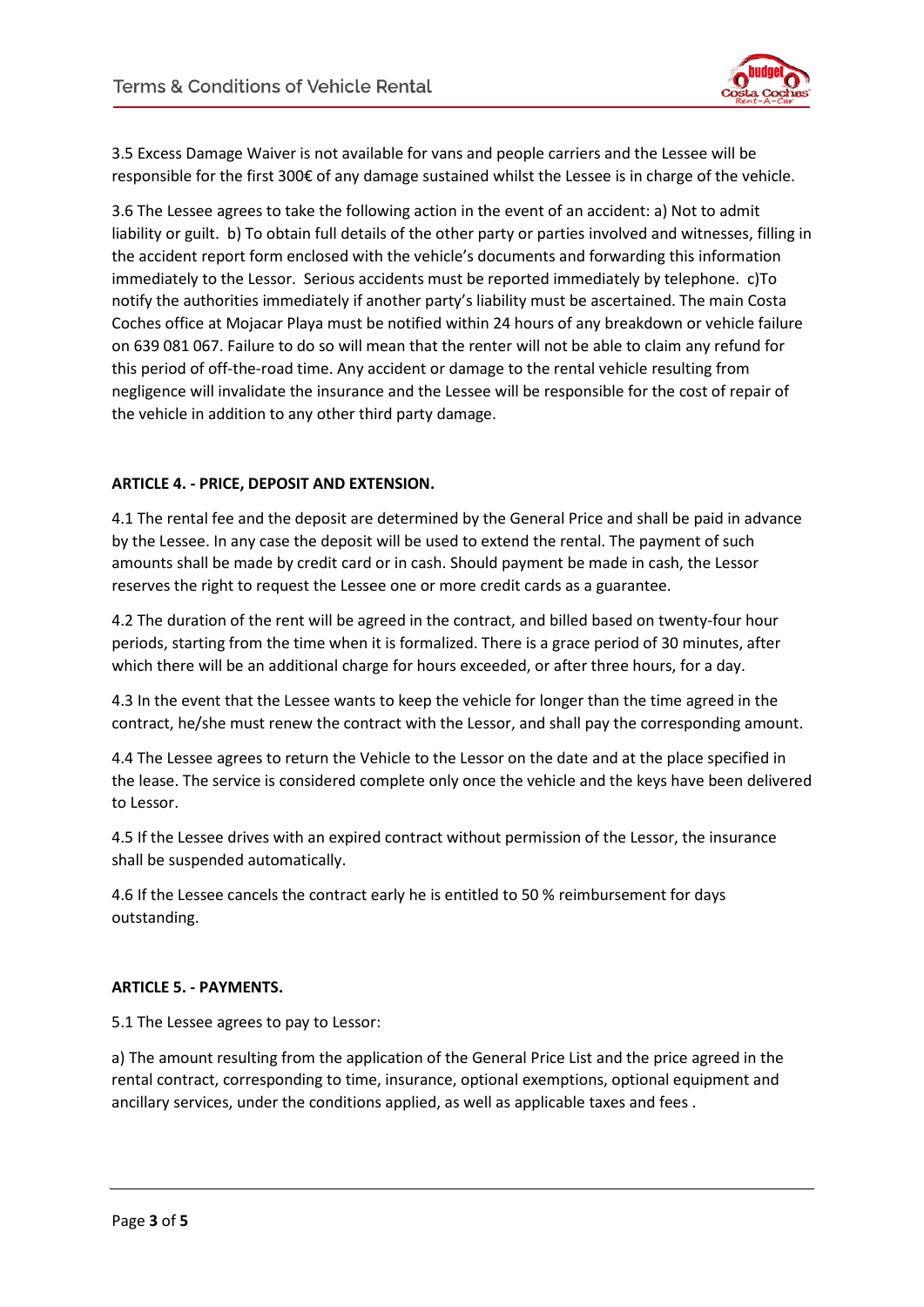3.5 Excess Damage Waiver is not available for vans and people carriers and the Lessee will be responsible for the first 300€ of any damage sustained whilst the Lessee is in charge of the vehicle.

3.6 The Lessee agrees to take the following action in the event of an accident: a) Not to admit liability or guilt. b) To obtain full details of the other party or parties involved and witnesses, filling in the accident report form enclosed with the vehicle's documents and forwarding this information immediately to the Lessor. Serious accidents must be reported immediately by telephone. c)To notify the authorities immediately if another party's liability must be ascertained. The main Costa Coches office at Mojacar Playa must be notified within 24 hours of any breakdown or vehicle failure on 639 081 067. Failure to do so will mean that the renter will not be able to claim any refund for this period of off-the-road time. Any accident or damage to the rental vehicle resulting from negligence will invalidate the insurance and the Lessee will be responsible for the cost of repair of the vehicle in addition to any other third party damage.

**ARTICLE 4. - PRICE, DEPOSIT AND EXTENSION.**

4.1 The rental fee and the deposit are determined by the General Price and shall be paid in advance by the Lessee. In any case the deposit will be used to extend the rental. The payment of such amounts shall be made by credit card or in cash. Should payment be made in cash, the Lessor reserves the right to request the Lessee one or more credit cards as a guarantee.

4.2 The duration of the rent will be agreed in the contract, and billed based on twenty-four hour periods, starting from the time when it is formalized. There is a grace period of 30 minutes, after which there will be an additional charge for hours exceeded, or after three hours, for a day.

4.3 In the event that the Lessee wants to keep the vehicle for longer than the time agreed in the contract, he/she must renew the contract with the Lessor, and shall pay the corresponding amount.

4.4 The Lessee agrees to return the Vehicle to the Lessor on the date and at the place specified in the lease. The service is considered complete only once the vehicle and the keys have been delivered to Lessor.

4.5 If the Lessee drives with an expired contract without permission of the Lessor, the insurance shall be suspended automatically.

4.6 If the Lessee cancels the contract early he is entitled to 50 % reimbursement for days outstanding.

**ARTICLE 5. - PAYMENTS.**

5.1 The Lessee agrees to pay to Lessor:

a) The amount resulting from the application of the General Price List and the price agreed in the rental contract, corresponding to time, insurance, optional exemptions, optional equipment and ancillary services, under the conditions applied, as well as applicable taxes and fees .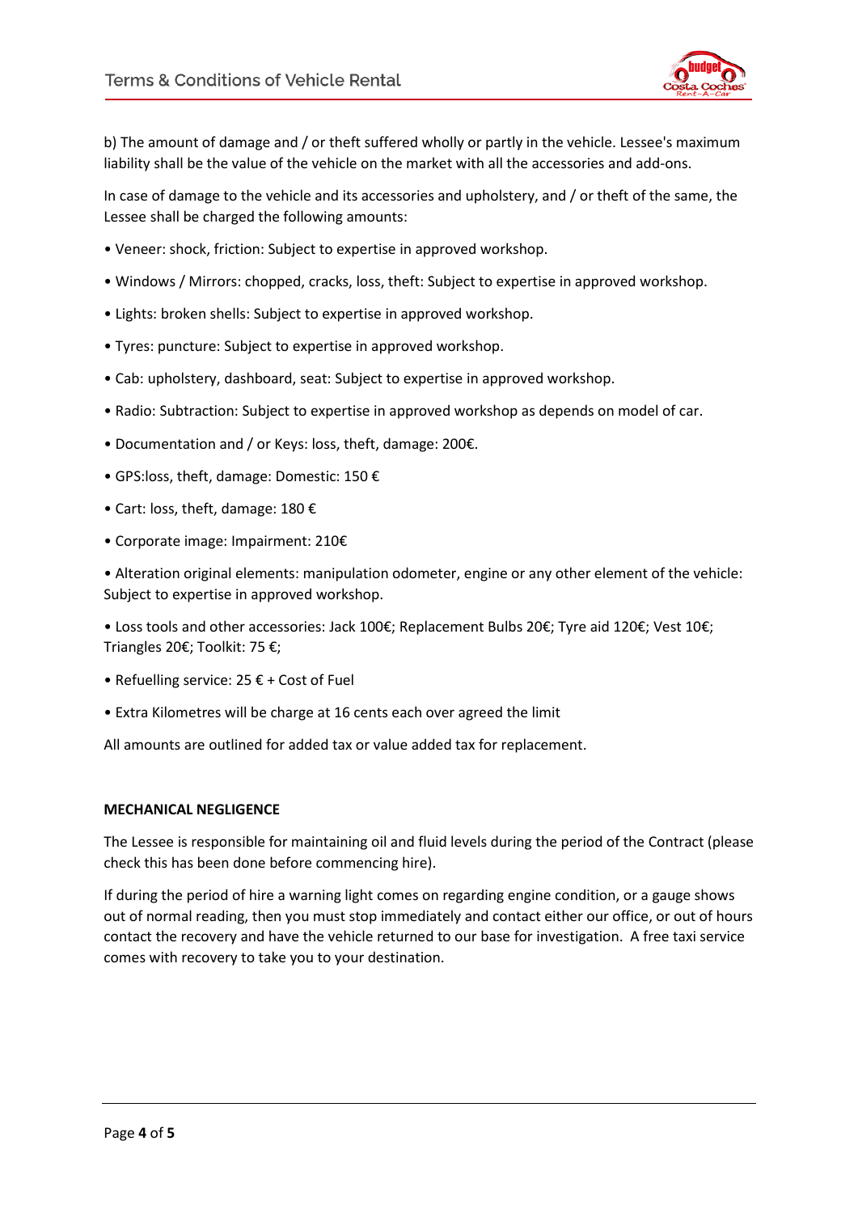b) The amount of damage and / or theft suffered wholly or partly in the vehicle. Lessee's maximum liability shall be the value of the vehicle on the market with all the accessories and add-ons.

In case of damage to the vehicle and its accessories and upholstery, and / or theft of the same, the Lessee shall be charged the following amounts:

- Veneer: shock, friction: Subject to expertise in approved workshop.
- Windows / Mirrors: chopped, cracks, loss, theft: Subject to expertise in approved workshop.
- Lights: broken shells: Subject to expertise in approved workshop.
- Tyres: puncture: Subject to expertise in approved workshop.
- Cab: upholstery, dashboard, seat: Subject to expertise in approved workshop.
- Radio: Subtraction: Subject to expertise in approved workshop as depends on model of car.
- Documentation and / or Keys: loss, theft, damage: 200€.
- GPS:loss, theft, damage: Domestic: 150 €
- Cart: loss, theft, damage: 180 €
- Corporate image: Impairment: 210€
- Alteration original elements: manipulation odometer, engine or any other element of the vehicle: Subject to expertise in approved workshop.
- Loss tools and other accessories: Jack 100€; Replacement Bulbs 20€; Tyre aid 120€; Vest 10€; Triangles 20€; Toolkit: 75 €;
- Refuelling service: 25 € + Cost of Fuel
- Extra Kilometres will be charge at 16 cents each over agreed the limit

All amounts are outlined for added tax or value added tax for replacement.

**MECHANICAL NEGLIGENCE**

The Lessee is responsible for maintaining oil and fluid levels during the period of the Contract (please check this has been done before commencing hire).

If during the period of hire a warning light comes on regarding engine condition, or a gauge shows out of normal reading, then you must stop immediately and contact either our office, or out of hours contact the recovery and have the vehicle returned to our base for investigation. A free taxi service comes with recovery to take you to your destination.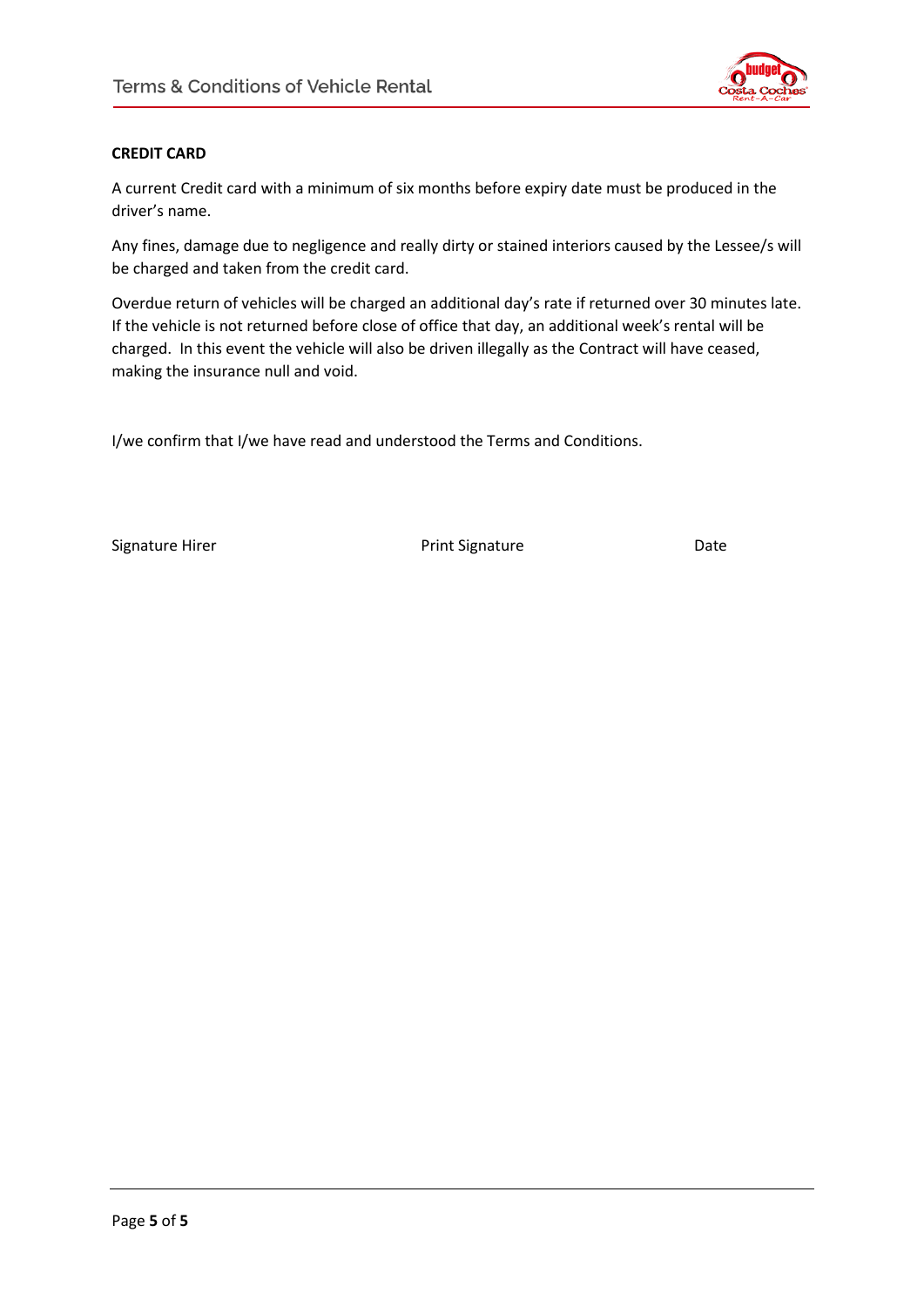## CREDIT CARD

A current Credit card with a minimum of six months before expiry date must be produced in the driver's name.

Any fines, damage due to negligence and really dirty or stained interiors caused by the Lessee/s will be charged and taken from the credit card.

Overdue return of vehicles will be charged an additional day's rate if returned over 30 minutes late. If the vehicle is not returned before close of office that day, an additional week's rental will be charged. In this event the vehicle will also be driven illegally as the Contract will have ceased, making the insurance null and void.

I/we confirm that I/we have read and understood the Terms and Conditions.

Signature Hirer | Print Signature | Date